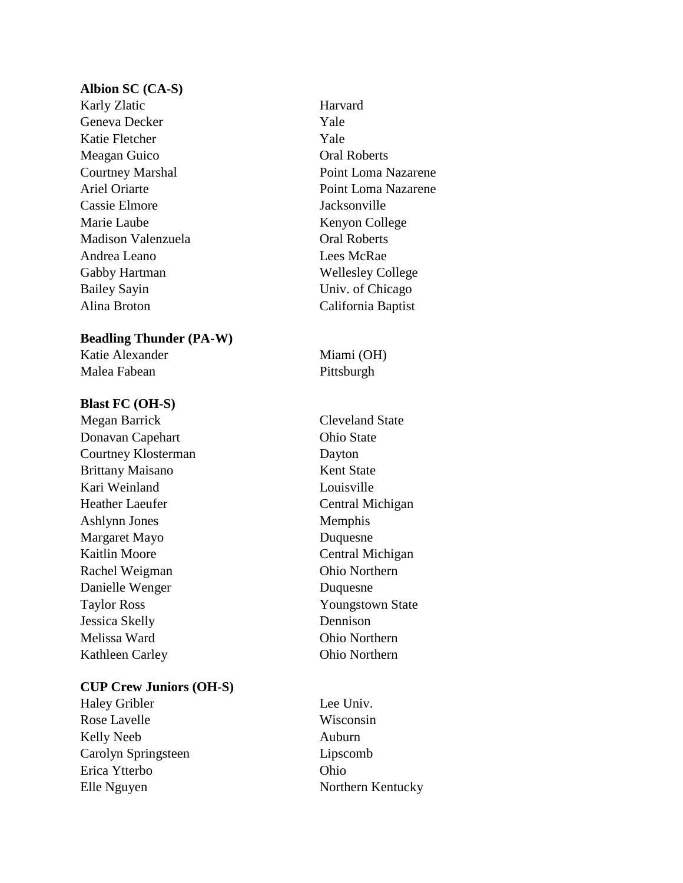**Albion SC (CA-S)**

| | |
|---|---|
| Karly Zlatic | Harvard |
| Geneva Decker | Yale |
| Katie Fletcher | Yale |
| Meagan Guico | Oral Roberts |
| Courtney Marshal | Point Loma Nazarene |
| Ariel Oriarte | Point Loma Nazarene |
| Cassie Elmore | Jacksonville |
| Marie Laube | Kenyon College |
| Madison Valenzuela | Oral Roberts |
| Andrea Leano | Lees McRae |
| Gabby Hartman | Wellesley College |
| Bailey Sayin | Univ. of Chicago |
| Alina Broton | California Baptist |

**Beadling Thunder (PA-W)**

| | |
|---|---|
| Katie Alexander | Miami (OH) |
| Malea Fabean | Pittsburgh |

**Blast FC (OH-S)**

| | |
|---|---|
| Megan Barrick | Cleveland State |
| Donavan Capehart | Ohio State |
| Courtney Klosterman | Dayton |
| Brittany Maisano | Kent State |
| Kari Weinland | Louisville |
| Heather Laeufer | Central Michigan |
| Ashlynn Jones | Memphis |
| Margaret Mayo | Duquesne |
| Kaitlin Moore | Central Michigan |
| Rachel Weigman | Ohio Northern |
| Danielle Wenger | Duquesne |
| Taylor Ross | Youngstown State |
| Jessica Skelly | Dennison |
| Melissa Ward | Ohio Northern |
| Kathleen Carley | Ohio Northern |

**CUP Crew Juniors (OH-S)**

| | |
|---|---|
| Haley Gribler | Lee Univ. |
| Rose Lavelle | Wisconsin |
| Kelly Neeb | Auburn |
| Carolyn Springsteen | Lipscomb |
| Erica Ytterbo | Ohio |
| Elle Nguyen | Northern Kentucky |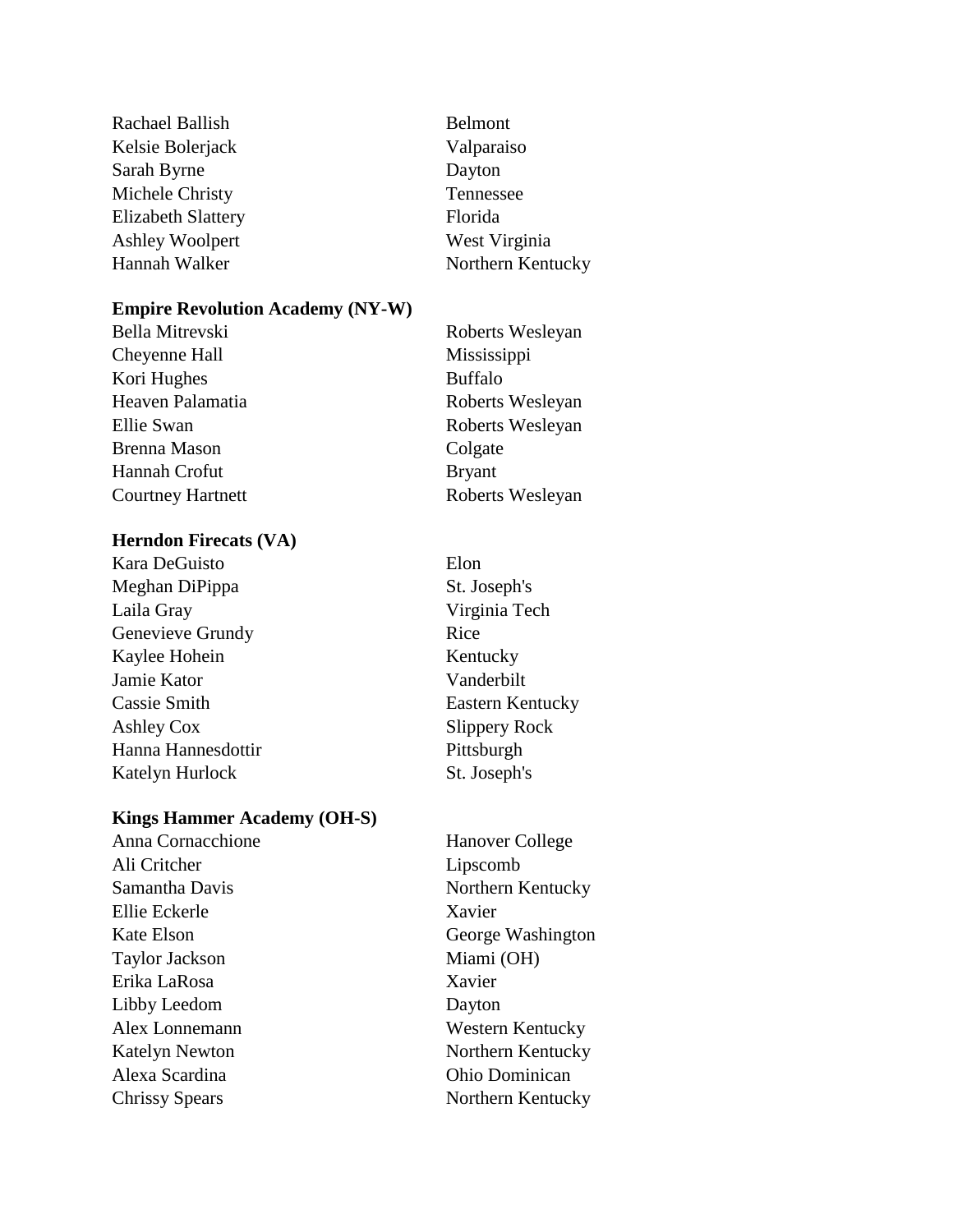| | |
|---|---|
| Rachael Ballish | Belmont |
| Kelsie Bolerjack | Valparaiso |
| Sarah Byrne | Dayton |
| Michele Christy | Tennessee |
| Elizabeth Slattery | Florida |
| Ashley Woolpert | West Virginia |
| Hannah Walker | Northern Kentucky |

**Empire Revolution Academy (NY-W)**

| | |
|---|---|
| Bella Mitrevski | Roberts Wesleyan |
| Cheyenne Hall | Mississippi |
| Kori Hughes | Buffalo |
| Heaven Palamatia | Roberts Wesleyan |
| Ellie Swan | Roberts Wesleyan |
| Brenna Mason | Colgate |
| Hannah Crofut | Bryant |
| Courtney Hartnett | Roberts Wesleyan |

**Herndon Firecats (VA)**

| | |
|---|---|
| Kara DeGuisto | Elon |
| Meghan DiPippa | St. Joseph's |
| Laila Gray | Virginia Tech |
| Genevieve Grundy | Rice |
| Kaylee Hohein | Kentucky |
| Jamie Kator | Vanderbilt |
| Cassie Smith | Eastern Kentucky |
| Ashley Cox | Slippery Rock |
| Hanna Hannesdottir | Pittsburgh |
| Katelyn Hurlock | St. Joseph's |

**Kings Hammer Academy (OH-S)**

| | |
|---|---|
| Anna Cornacchione | Hanover College |
| Ali Critcher | Lipscomb |
| Samantha Davis | Northern Kentucky |
| Ellie Eckerle | Xavier |
| Kate Elson | George Washington |
| Taylor Jackson | Miami (OH) |
| Erika LaRosa | Xavier |
| Libby Leedom | Dayton |
| Alex Lonnemann | Western Kentucky |
| Katelyn Newton | Northern Kentucky |
| Alexa Scardina | Ohio Dominican |
| Chrissy Spears | Northern Kentucky |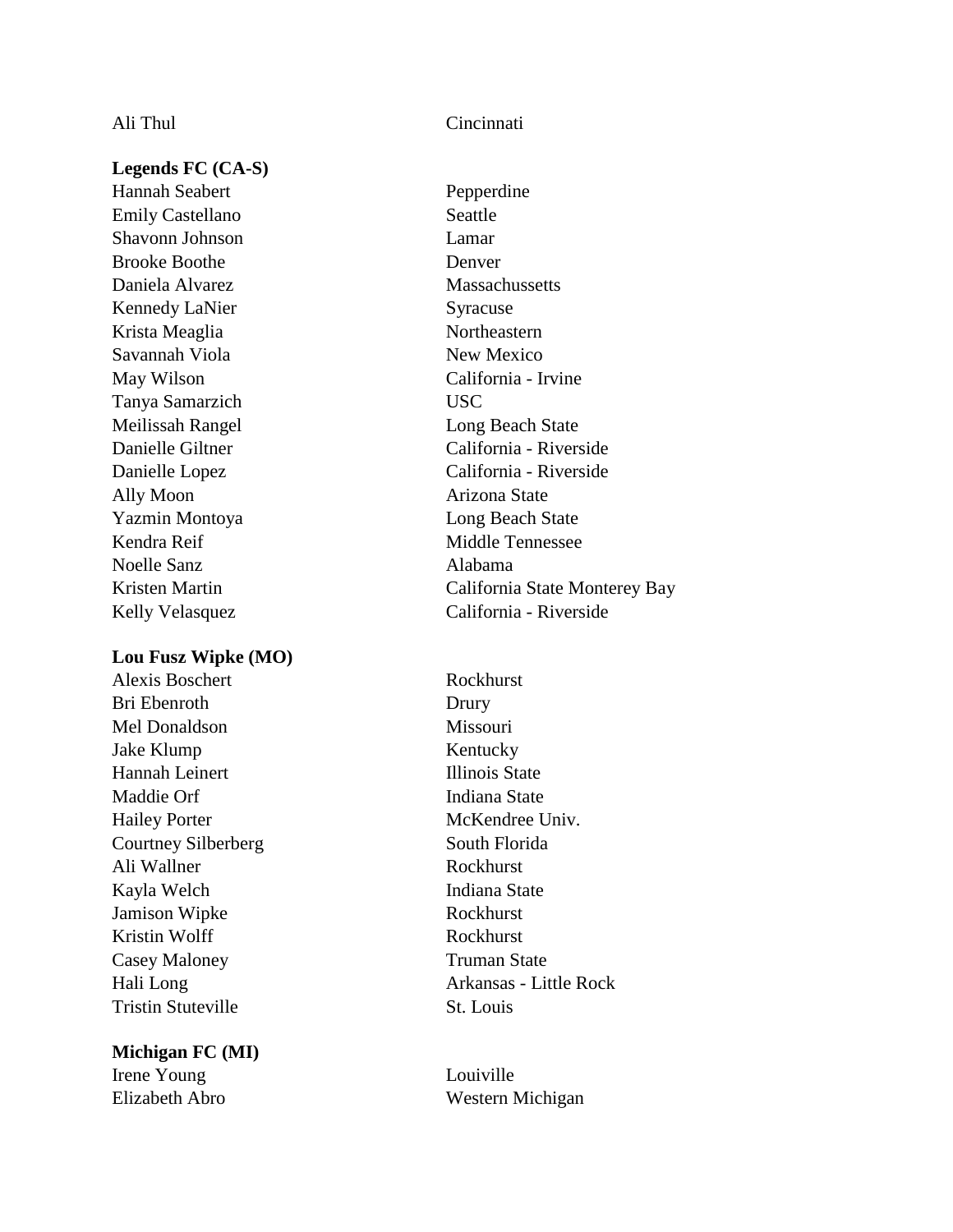| | |
|---|---|
| Ali Thul | Cincinnati |

**Legends FC (CA-S)**

| | |
|---|---|
| Hannah Seabert | Pepperdine |
| Emily Castellano | Seattle |
| Shavonn Johnson | Lamar |
| Brooke Boothe | Denver |
| Daniela Alvarez | Massachussetts |
| Kennedy LaNier | Syracuse |
| Krista Meaglia | Northeastern |
| Savannah Viola | New Mexico |
| May Wilson | California - Irvine |
| Tanya Samarzich | USC |
| Meilissah Rangel | Long Beach State |
| Danielle Giltner | California - Riverside |
| Danielle Lopez | California - Riverside |
| Ally Moon | Arizona State |
| Yazmin Montoya | Long Beach State |
| Kendra Reif | Middle Tennessee |
| Noelle Sanz | Alabama |
| Kristen Martin | California State Monterey Bay |
| Kelly Velasquez | California - Riverside |

**Lou Fusz Wipke (MO)**

| | |
|---|---|
| Alexis Boschert | Rockhurst |
| Bri Ebenroth | Drury |
| Mel Donaldson | Missouri |
| Jake Klump | Kentucky |
| Hannah Leinert | Illinois State |
| Maddie Orf | Indiana State |
| Hailey Porter | McKendree Univ. |
| Courtney Silberberg | South Florida |
| Ali Wallner | Rockhurst |
| Kayla Welch | Indiana State |
| Jamison Wipke | Rockhurst |
| Kristin Wolff | Rockhurst |
| Casey Maloney | Truman State |
| Hali Long | Arkansas - Little Rock |
| Tristin Stuteville | St. Louis |

**Michigan FC (MI)**

| | |
|---|---|
| Irene Young | Louiville |
| Elizabeth Abro | Western Michigan |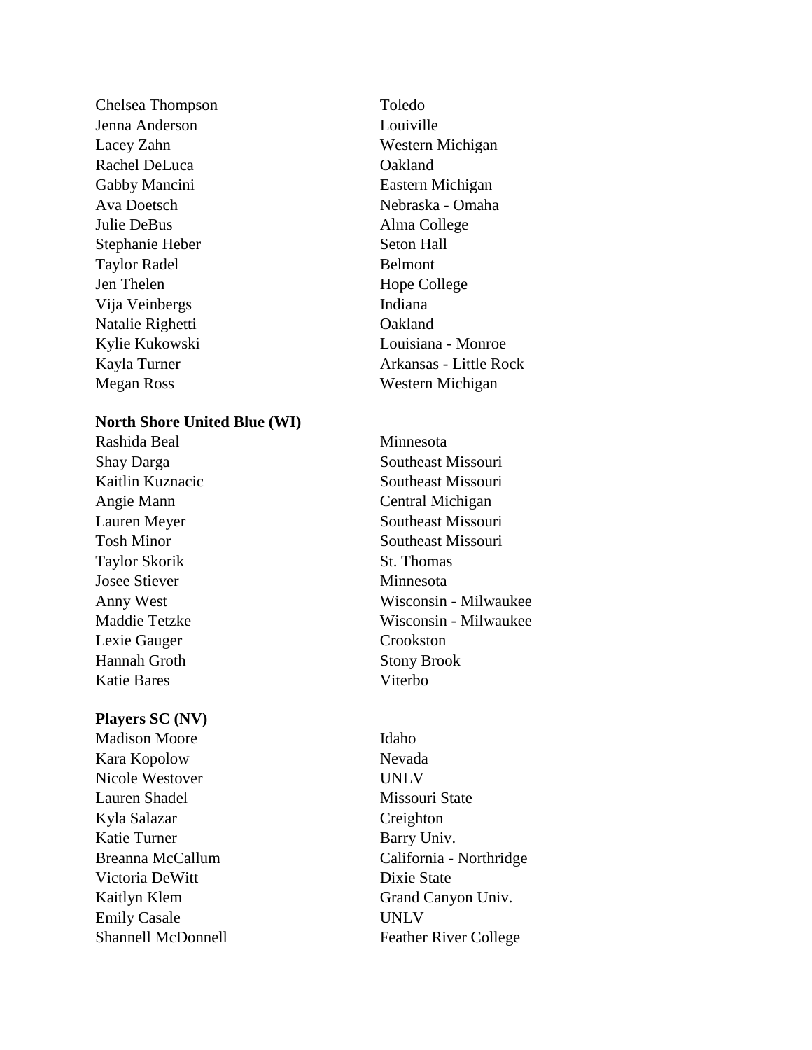| | |
|---|---|
| Chelsea Thompson | Toledo |
| Jenna Anderson | Louiville |
| Lacey Zahn | Western Michigan |
| Rachel DeLuca | Oakland |
| Gabby Mancini | Eastern Michigan |
| Ava Doetsch | Nebraska - Omaha |
| Julie DeBus | Alma College |
| Stephanie Heber | Seton Hall |
| Taylor Radel | Belmont |
| Jen Thelen | Hope College |
| Vija Veinbergs | Indiana |
| Natalie Righetti | Oakland |
| Kylie Kukowski | Louisiana - Monroe |
| Kayla Turner | Arkansas - Little Rock |
| Megan Ross | Western Michigan |

**North Shore United Blue (WI)**

| | |
|---|---|
| Rashida Beal | Minnesota |
| Shay Darga | Southeast Missouri |
| Kaitlin Kuznacic | Southeast Missouri |
| Angie Mann | Central Michigan |
| Lauren Meyer | Southeast Missouri |
| Tosh Minor | Southeast Missouri |
| Taylor Skorik | St. Thomas |
| Josee Stiever | Minnesota |
| Anny West | Wisconsin - Milwaukee |
| Maddie Tetzke | Wisconsin - Milwaukee |
| Lexie Gauger | Crookston |
| Hannah Groth | Stony Brook |
| Katie Bares | Viterbo |

**Players SC (NV)**

| | |
|---|---|
| Madison Moore | Idaho |
| Kara Kopolow | Nevada |
| Nicole Westover | UNLV |
| Lauren Shadel | Missouri State |
| Kyla Salazar | Creighton |
| Katie Turner | Barry Univ. |
| Breanna McCallum | California - Northridge |
| Victoria DeWitt | Dixie State |
| Kaitlyn Klem | Grand Canyon Univ. |
| Emily Casale | UNLV |
| Shannell McDonnell | Feather River College |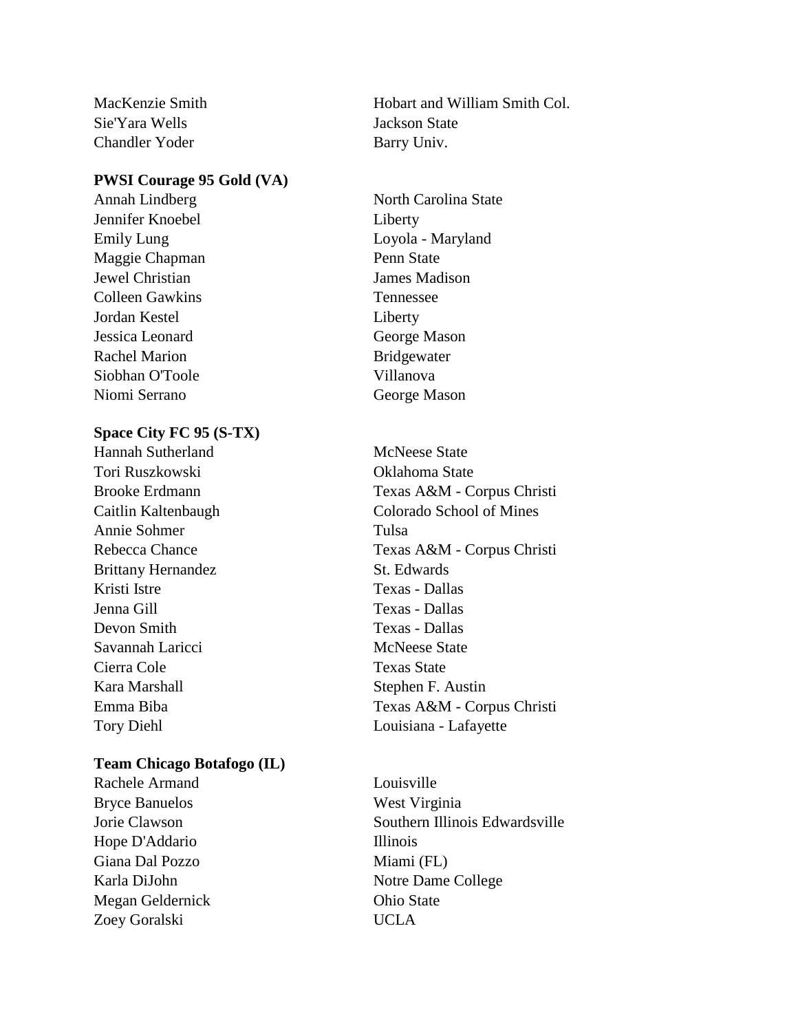| | |
|---|---|
| MacKenzie Smith | Hobart and William Smith Col. |
| Sie'Yara Wells | Jackson State |
| Chandler Yoder | Barry Univ. |

**PWSI Courage 95 Gold (VA)**

| | |
|---|---|
| Annah Lindberg | North Carolina State |
| Jennifer Knoebel | Liberty |
| Emily Lung | Loyola - Maryland |
| Maggie Chapman | Penn State |
| Jewel Christian | James Madison |
| Colleen Gawkins | Tennessee |
| Jordan Kestel | Liberty |
| Jessica Leonard | George Mason |
| Rachel Marion | Bridgewater |
| Siobhan O'Toole | Villanova |
| Niomi Serrano | George Mason |

**Space City FC 95 (S-TX)**

| | |
|---|---|
| Hannah Sutherland | McNeese State |
| Tori Ruszkowski | Oklahoma State |
| Brooke Erdmann | Texas A&M - Corpus Christi |
| Caitlin Kaltenbaugh | Colorado School of Mines |
| Annie Sohmer | Tulsa |
| Rebecca Chance | Texas A&M - Corpus Christi |
| Brittany Hernandez | St. Edwards |
| Kristi Istre | Texas - Dallas |
| Jenna Gill | Texas - Dallas |
| Devon Smith | Texas - Dallas |
| Savannah Laricci | McNeese State |
| Cierra Cole | Texas State |
| Kara Marshall | Stephen F. Austin |
| Emma Biba | Texas A&M - Corpus Christi |
| Tory Diehl | Louisiana - Lafayette |

**Team Chicago Botafogo (IL)**

| | |
|---|---|
| Rachele Armand | Louisville |
| Bryce Banuelos | West Virginia |
| Jorie Clawson | Southern Illinois Edwardsville |
| Hope D'Addario | Illinois |
| Giana Dal Pozzo | Miami (FL) |
| Karla DiJohn | Notre Dame College |
| Megan Geldernick | Ohio State |
| Zoey Goralski | UCLA |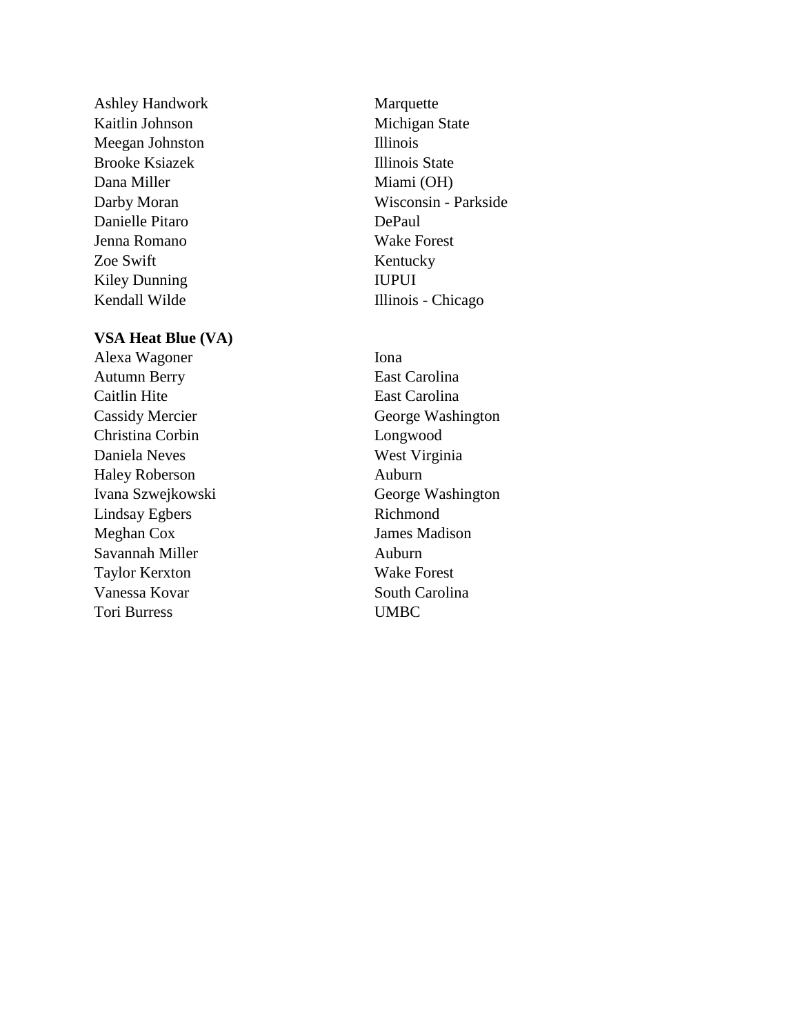| | |
|---|---|
| Ashley Handwork | Marquette |
| Kaitlin Johnson | Michigan State |
| Meegan Johnston | Illinois |
| Brooke Ksiazek | Illinois State |
| Dana Miller | Miami (OH) |
| Darby Moran | Wisconsin - Parkside |
| Danielle Pitaro | DePaul |
| Jenna Romano | Wake Forest |
| Zoe Swift | Kentucky |
| Kiley Dunning | IUPUI |
| Kendall Wilde | Illinois - Chicago |

**VSA Heat Blue (VA)**

| | |
|---|---|
| Alexa Wagoner | Iona |
| Autumn Berry | East Carolina |
| Caitlin Hite | East Carolina |
| Cassidy Mercier | George Washington |
| Christina Corbin | Longwood |
| Daniela Neves | West Virginia |
| Haley Roberson | Auburn |
| Ivana Szwejkowski | George Washington |
| Lindsay Egbers | Richmond |
| Meghan Cox | James Madison |
| Savannah Miller | Auburn |
| Taylor Kerxton | Wake Forest |
| Vanessa Kovar | South Carolina |
| Tori Burress | UMBC |